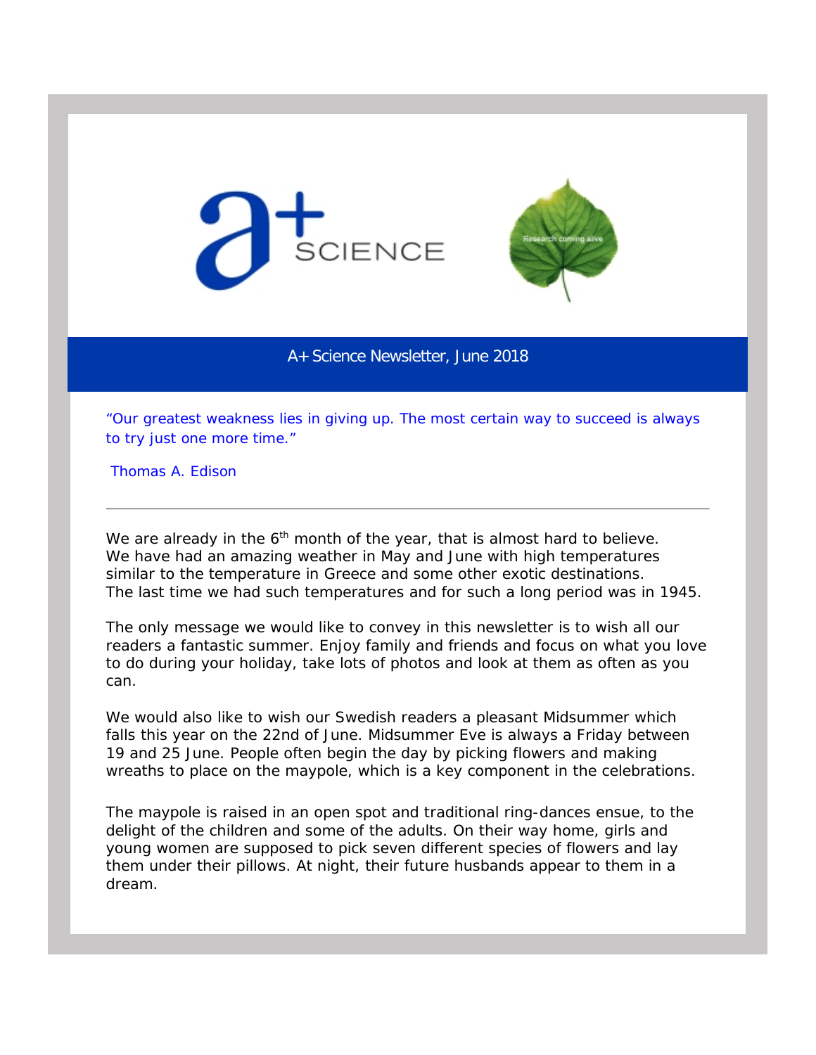# A+ Science Newsletter, June 2018

*"Our greatest weakness lies in giving up. The most certain way to succeed is always to try just one more time."*

Thomas A. Edison

---

We are already in the 6th month of the year, that is almost hard to believe. We have had an amazing weather in May and June with high temperatures similar to the temperature in Greece and some other exotic destinations. The last time we had such temperatures and for such a long period was in 1945.

The only message we would like to convey in this newsletter is to wish all our readers a fantastic summer. Enjoy family and friends and focus on what you love to do during your holiday, take lots of photos and look at them as often as you can.

We would also like to wish our Swedish readers a pleasant Midsummer which falls this year on the 22nd of June. Midsummer Eve is always a Friday between 19 and 25 June. People often begin the day by picking flowers and making wreaths to place on the maypole, which is a key component in the celebrations.

The maypole is raised in an open spot and traditional ring-dances ensue, to the delight of the children and some of the adults. On their way home, girls and young women are supposed to pick seven different species of flowers and lay them under their pillows. At night, their future husbands appear to them in a dream.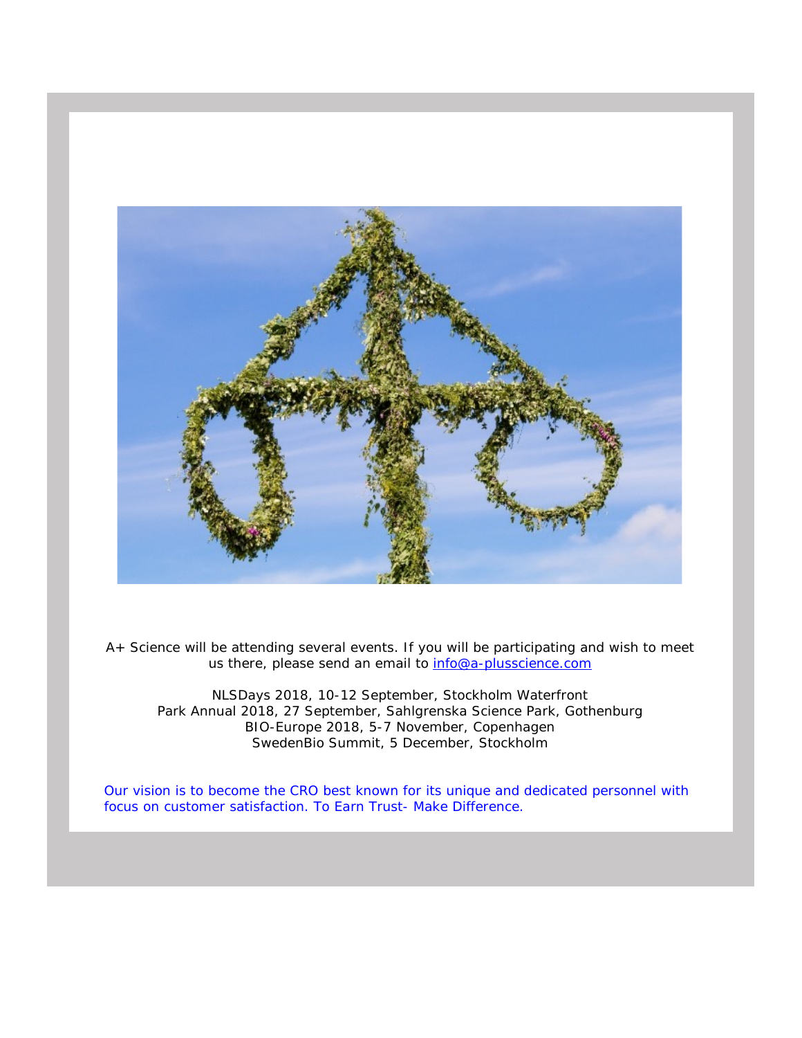A+ Science will be attending several events. If you will be participating and wish to meet us there, please send an email to info@a-plusscience.com

NLSDays 2018, 10-12 September, Stockholm Waterfront
Park Annual 2018, 27 September, Sahlgrenska Science Park, Gothenburg
BIO-Europe 2018, 5-7 November, Copenhagen
SwedenBio Summit, 5 December, Stockholm

Our vision is to become the CRO best known for its unique and dedicated personnel with focus on customer satisfaction. To Earn Trust- Make Difference.